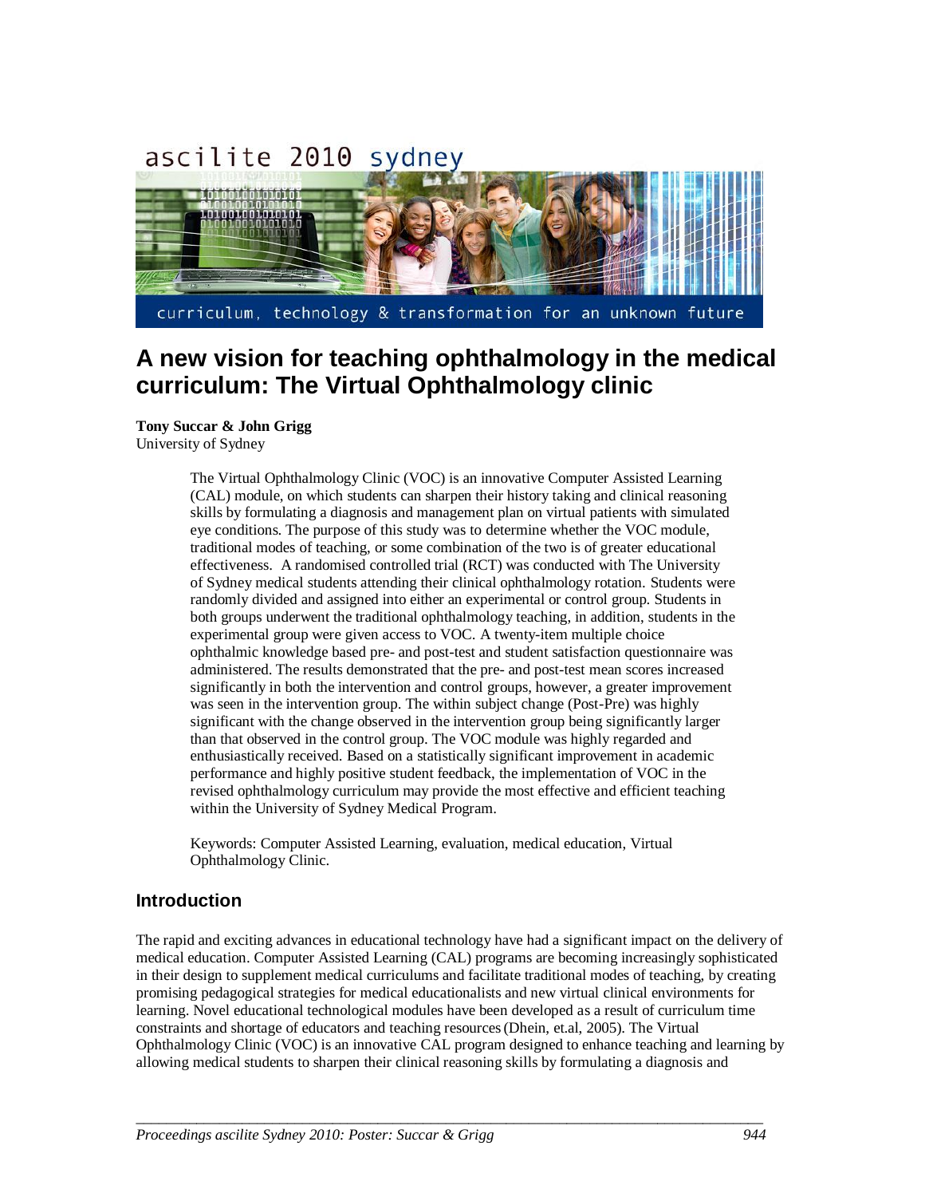# A new vision for teaching ophthalmology in the medical curriculum: The Virtual Ophthalmology clinic

**Tony Succar & John Grigg**
University of Sydney

> The Virtual Ophthalmology Clinic (VOC) is an innovative Computer Assisted Learning (CAL) module, on which students can sharpen their history taking and clinical reasoning skills by formulating a diagnosis and management plan on virtual patients with simulated eye conditions. The purpose of this study was to determine whether the VOC module, traditional modes of teaching, or some combination of the two is of greater educational effectiveness. A randomised controlled trial (RCT) was conducted with The University of Sydney medical students attending their clinical ophthalmology rotation. Students were randomly divided and assigned into either an experimental or control group. Students in both groups underwent the traditional ophthalmology teaching, in addition, students in the experimental group were given access to VOC. A twenty-item multiple choice ophthalmic knowledge based pre- and post-test and student satisfaction questionnaire was administered. The results demonstrated that the pre- and post-test mean scores increased significantly in both the intervention and control groups, however, a greater improvement was seen in the intervention group. The within subject change (Post-Pre) was highly significant with the change observed in the intervention group being significantly larger than that observed in the control group. The VOC module was highly regarded and enthusiastically received. Based on a statistically significant improvement in academic performance and highly positive student feedback, the implementation of VOC in the revised ophthalmology curriculum may provide the most effective and efficient teaching within the University of Sydney Medical Program.
>
> Keywords: Computer Assisted Learning, evaluation, medical education, Virtual Ophthalmology Clinic.

## Introduction

The rapid and exciting advances in educational technology have had a significant impact on the delivery of medical education. Computer Assisted Learning (CAL) programs are becoming increasingly sophisticated in their design to supplement medical curriculums and facilitate traditional modes of teaching, by creating promising pedagogical strategies for medical educationalists and new virtual clinical environments for learning. Novel educational technological modules have been developed as a result of curriculum time constraints and shortage of educators and teaching resources (Dhein, et.al, 2005). The Virtual Ophthalmology Clinic (VOC) is an innovative CAL program designed to enhance teaching and learning by allowing medical students to sharpen their clinical reasoning skills by formulating a diagnosis and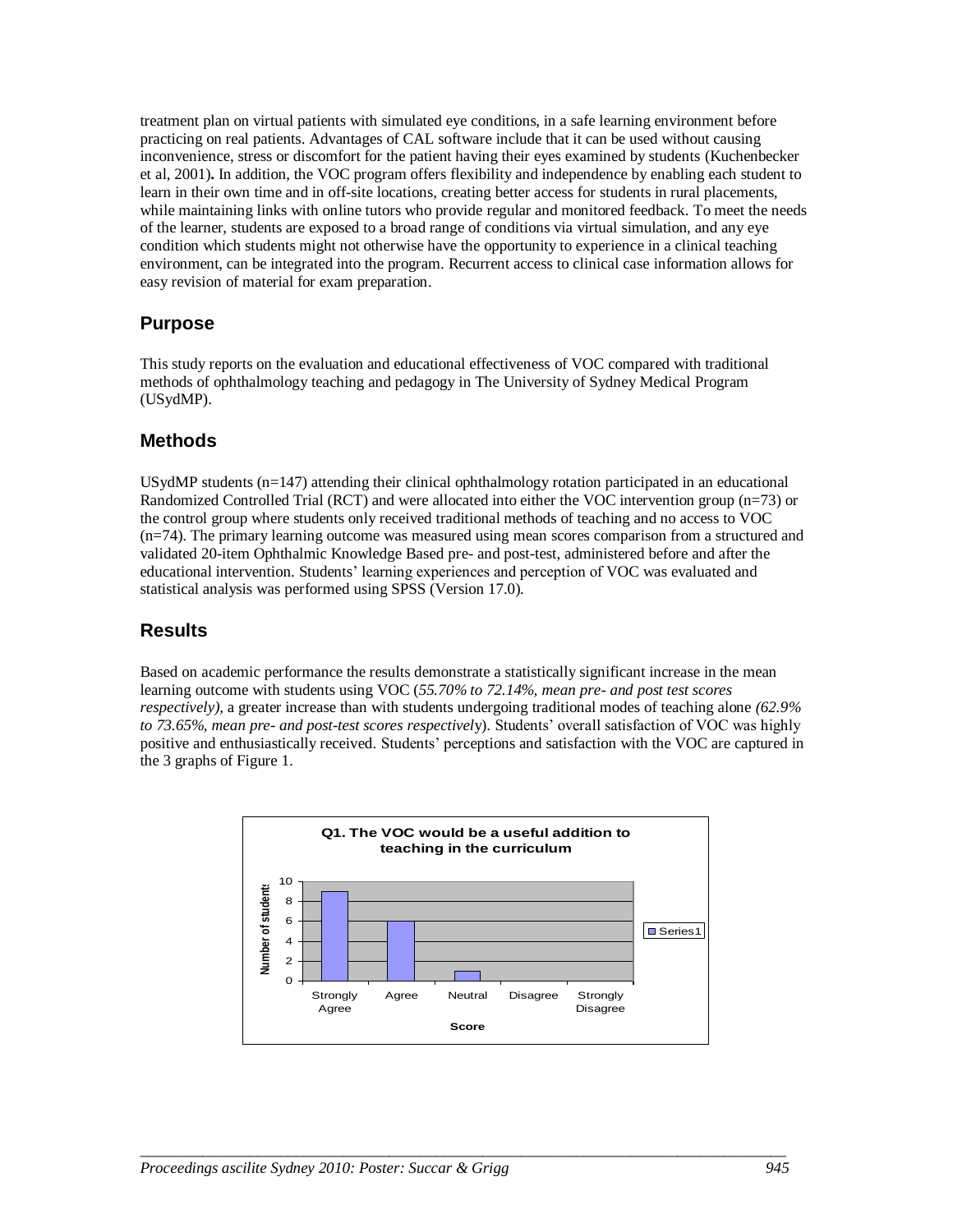treatment plan on virtual patients with simulated eye conditions, in a safe learning environment before practicing on real patients. Advantages of CAL software include that it can be used without causing inconvenience, stress or discomfort for the patient having their eyes examined by students (Kuchenbecker et al, 2001). In addition, the VOC program offers flexibility and independence by enabling each student to learn in their own time and in off-site locations, creating better access for students in rural placements, while maintaining links with online tutors who provide regular and monitored feedback. To meet the needs of the learner, students are exposed to a broad range of conditions via virtual simulation, and any eye condition which students might not otherwise have the opportunity to experience in a clinical teaching environment, can be integrated into the program. Recurrent access to clinical case information allows for easy revision of material for exam preparation.

## Purpose

This study reports on the evaluation and educational effectiveness of VOC compared with traditional methods of ophthalmology teaching and pedagogy in The University of Sydney Medical Program (USydMP).

## Methods

USydMP students (n=147) attending their clinical ophthalmology rotation participated in an educational Randomized Controlled Trial (RCT) and were allocated into either the VOC intervention group (n=73) or the control group where students only received traditional methods of teaching and no access to VOC (n=74). The primary learning outcome was measured using mean scores comparison from a structured and validated 20-item Ophthalmic Knowledge Based pre- and post-test, administered before and after the educational intervention. Students' learning experiences and perception of VOC was evaluated and statistical analysis was performed using SPSS (Version 17.0).

## Results

Based on academic performance the results demonstrate a statistically significant increase in the mean learning outcome with students using VOC (*55.70% to 72.14%, mean pre- and post test scores respectively)*, a greater increase than with students undergoing traditional modes of teaching alone *(62.9% to 73.65%, mean pre- and post-test scores respectively*). Students' overall satisfaction of VOC was highly positive and enthusiastically received. Students' perceptions and satisfaction with the VOC are captured in the 3 graphs of Figure 1.

**Q1. The VOC would be a useful addition to teaching in the curriculum**

| Score | Number of students (Series1) |
| --- | --- |
| Strongly Agree | 9 |
| Agree | 6 |
| Neutral | 1 |
| Disagree | 0 |
| Strongly Disagree | 0 |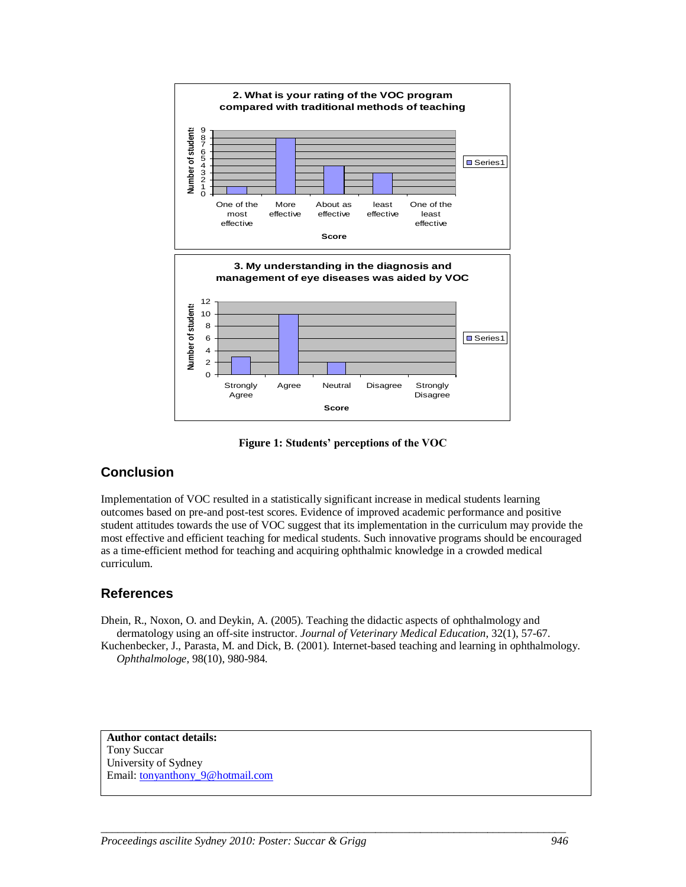**Figure 1: Students' perceptions of the VOC**

## Conclusion

Implementation of VOC resulted in a statistically significant increase in medical students learning outcomes based on pre-and post-test scores. Evidence of improved academic performance and positive student attitudes towards the use of VOC suggest that its implementation in the curriculum may provide the most effective and efficient teaching for medical students. Such innovative programs should be encouraged as a time-efficient method for teaching and acquiring ophthalmic knowledge in a crowded medical curriculum.

## References

Dhein, R., Noxon, O. and Deykin, A. (2005). Teaching the didactic aspects of ophthalmology and dermatology using an off-site instructor. *Journal of Veterinary Medical Education*, 32(1), 57-67.

Kuchenbecker, J., Parasta, M. and Dick, B. (2001). Internet-based teaching and learning in ophthalmology. *Ophthalmologe*, 98(10), 980-984.

**Author contact details:**
Tony Succar
University of Sydney
Email: tonyanthony_9@hotmail.com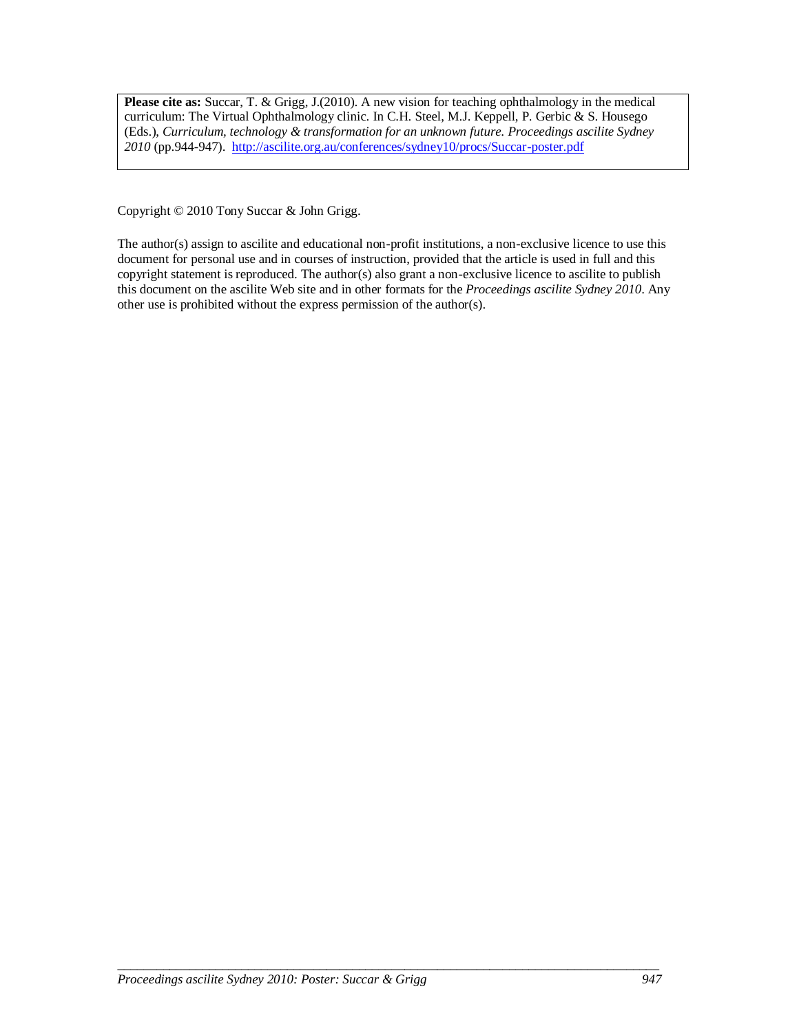**Please cite as:** Succar, T. & Grigg, J.(2010). A new vision for teaching ophthalmology in the medical curriculum: The Virtual Ophthalmology clinic. In C.H. Steel, M.J. Keppell, P. Gerbic & S. Housego (Eds.), *Curriculum, technology & transformation for an unknown future. Proceedings ascilite Sydney 2010* (pp.944-947). http://ascilite.org.au/conferences/sydney10/procs/Succar-poster.pdf

Copyright © 2010 Tony Succar & John Grigg.

The author(s) assign to ascilite and educational non-profit institutions, a non-exclusive licence to use this document for personal use and in courses of instruction, provided that the article is used in full and this copyright statement is reproduced. The author(s) also grant a non-exclusive licence to ascilite to publish this document on the ascilite Web site and in other formats for the *Proceedings ascilite Sydney 2010*. Any other use is prohibited without the express permission of the author(s).